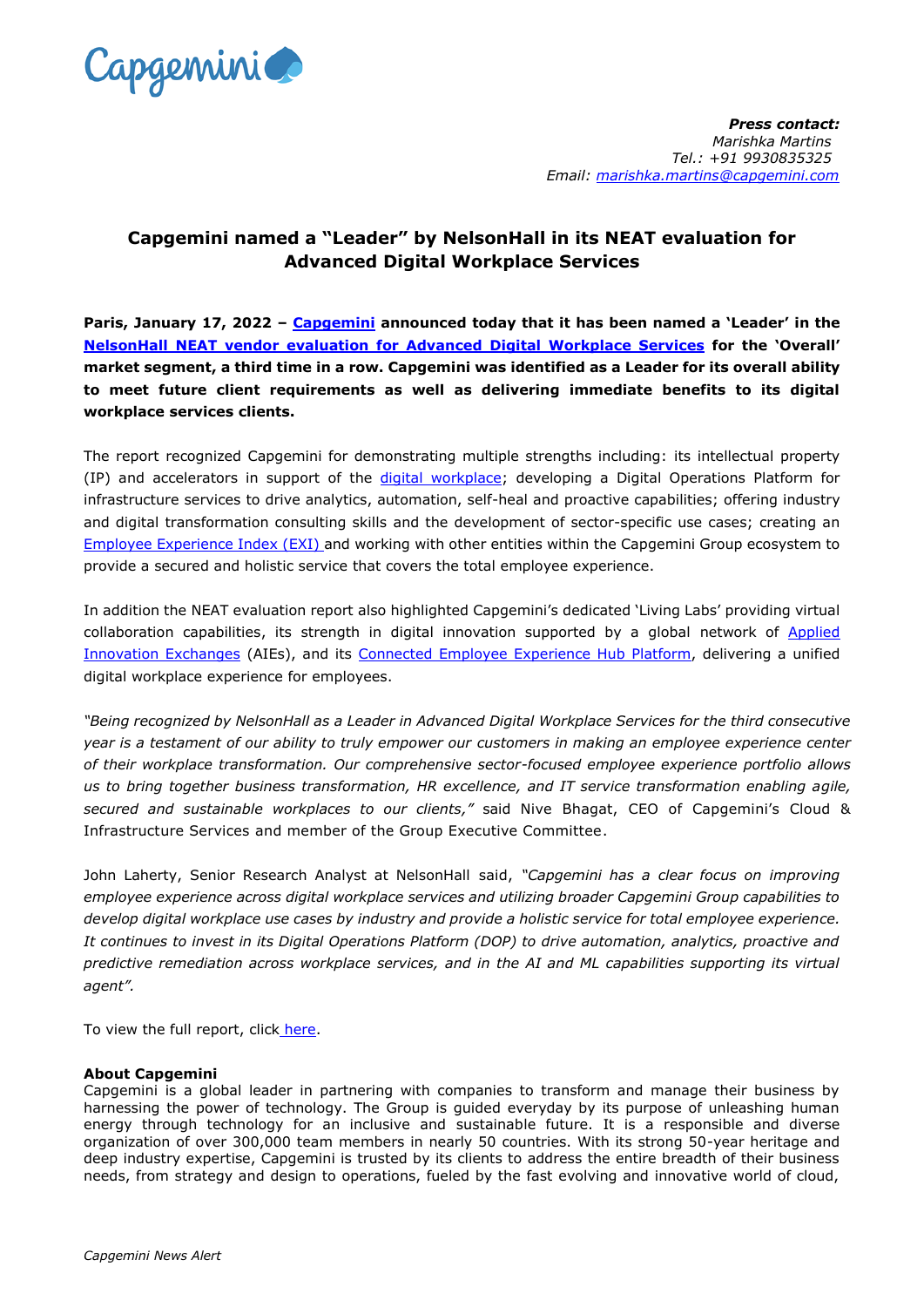Capgemini

***Press contact:***
*Marishka Martins*
*Tel.: +91 9930835325*
*Email: marishka.martins@capgemini.com*

# Capgemini named a "Leader" by NelsonHall in its NEAT evaluation for Advanced Digital Workplace Services

**Paris, January 17, 2022 – Capgemini announced today that it has been named a 'Leader' in the NelsonHall NEAT vendor evaluation for Advanced Digital Workplace Services for the 'Overall' market segment, a third time in a row. Capgemini was identified as a Leader for its overall ability to meet future client requirements as well as delivering immediate benefits to its digital workplace services clients.**

The report recognized Capgemini for demonstrating multiple strengths including: its intellectual property (IP) and accelerators in support of the digital workplace; developing a Digital Operations Platform for infrastructure services to drive analytics, automation, self-heal and proactive capabilities; offering industry and digital transformation consulting skills and the development of sector-specific use cases; creating an Employee Experience Index (EXI) and working with other entities within the Capgemini Group ecosystem to provide a secured and holistic service that covers the total employee experience.

In addition the NEAT evaluation report also highlighted Capgemini's dedicated 'Living Labs' providing virtual collaboration capabilities, its strength in digital innovation supported by a global network of Applied Innovation Exchanges (AIEs), and its Connected Employee Experience Hub Platform, delivering a unified digital workplace experience for employees.

*"Being recognized by NelsonHall as a Leader in Advanced Digital Workplace Services for the third consecutive year is a testament of our ability to truly empower our customers in making an employee experience center of their workplace transformation. Our comprehensive sector-focused employee experience portfolio allows us to bring together business transformation, HR excellence, and IT service transformation enabling agile, secured and sustainable workplaces to our clients,"* said Nive Bhagat, CEO of Capgemini's Cloud & Infrastructure Services and member of the Group Executive Committee.

John Laherty, Senior Research Analyst at NelsonHall said, *"Capgemini has a clear focus on improving employee experience across digital workplace services and utilizing broader Capgemini Group capabilities to develop digital workplace use cases by industry and provide a holistic service for total employee experience. It continues to invest in its Digital Operations Platform (DOP) to drive automation, analytics, proactive and predictive remediation across workplace services, and in the AI and ML capabilities supporting its virtual agent".*

To view the full report, click here.

**About Capgemini**

Capgemini is a global leader in partnering with companies to transform and manage their business by harnessing the power of technology. The Group is guided everyday by its purpose of unleashing human energy through technology for an inclusive and sustainable future. It is a responsible and diverse organization of over 300,000 team members in nearly 50 countries. With its strong 50-year heritage and deep industry expertise, Capgemini is trusted by its clients to address the entire breadth of their business needs, from strategy and design to operations, fueled by the fast evolving and innovative world of cloud,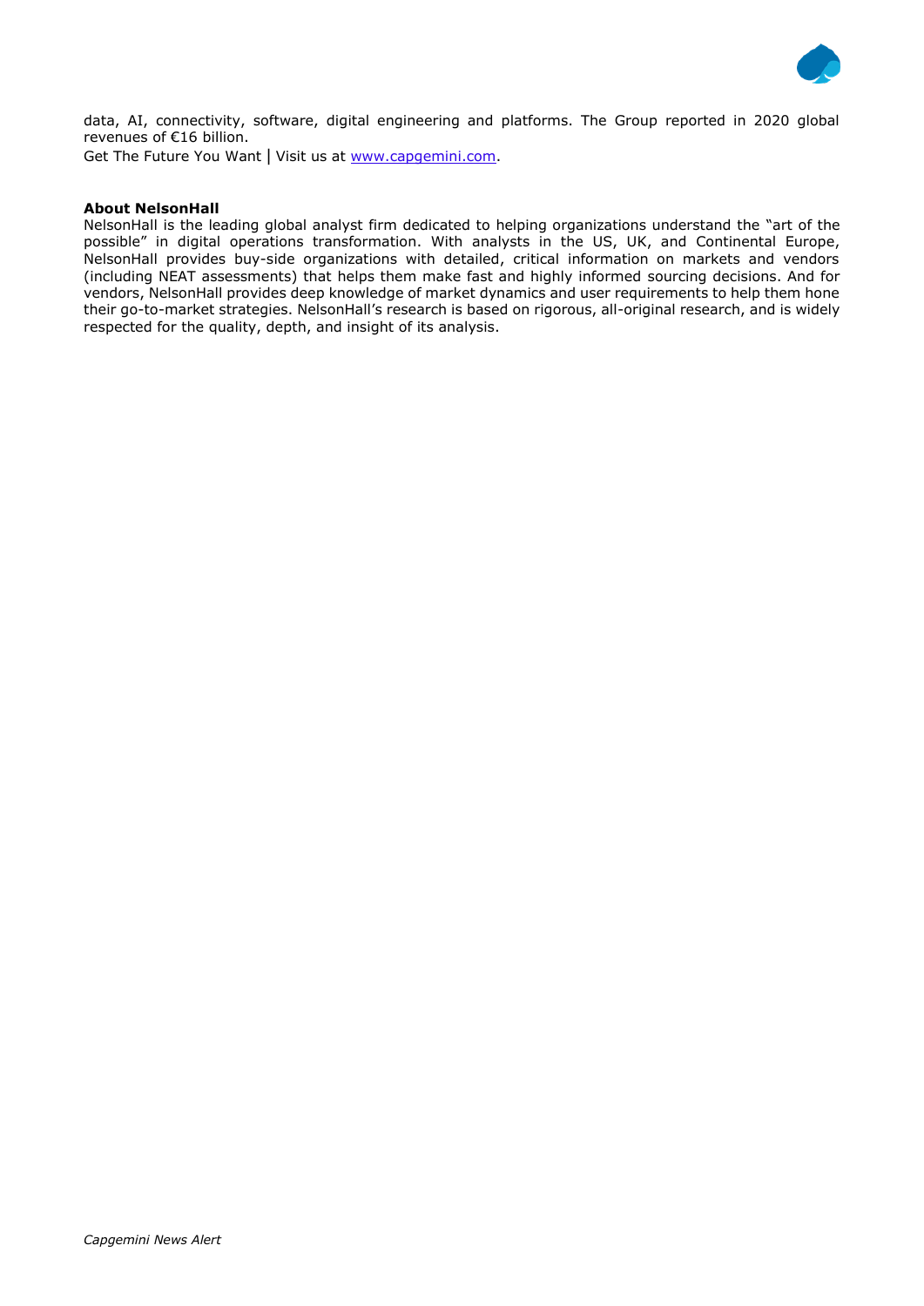data, AI, connectivity, software, digital engineering and platforms. The Group reported in 2020 global revenues of €16 billion.
Get The Future You Want | Visit us at [www.capgemini.com](http://www.capgemini.com).

**About NelsonHall**
NelsonHall is the leading global analyst firm dedicated to helping organizations understand the "art of the possible" in digital operations transformation. With analysts in the US, UK, and Continental Europe, NelsonHall provides buy-side organizations with detailed, critical information on markets and vendors (including NEAT assessments) that helps them make fast and highly informed sourcing decisions. And for vendors, NelsonHall provides deep knowledge of market dynamics and user requirements to help them hone their go-to-market strategies. NelsonHall's research is based on rigorous, all-original research, and is widely respected for the quality, depth, and insight of its analysis.